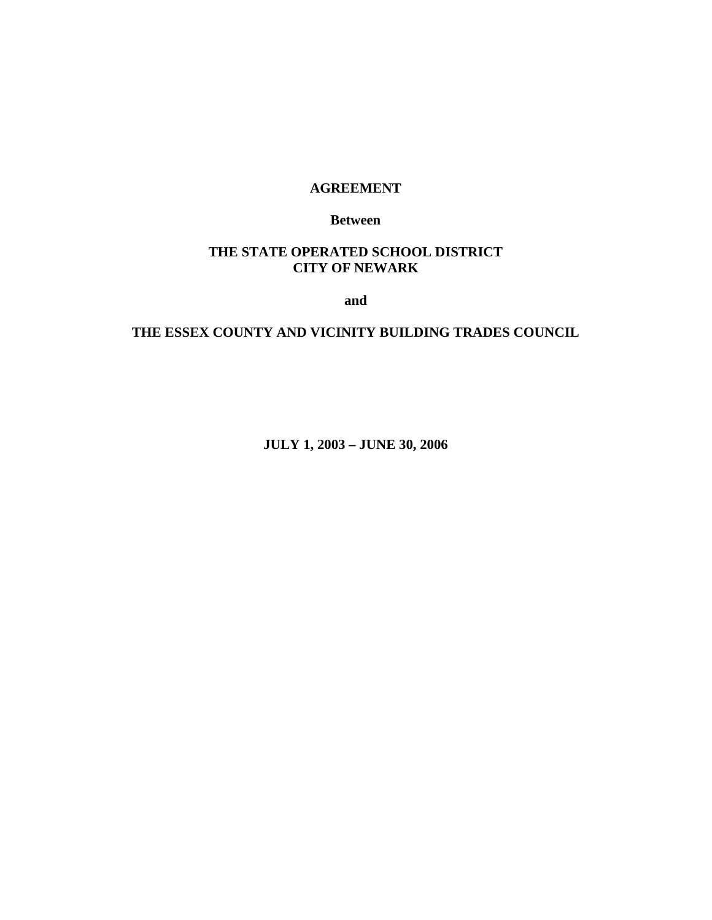**AGREEMENT**

**Between**

**THE STATE OPERATED SCHOOL DISTRICT**
**CITY OF NEWARK**

**and**

**THE ESSEX COUNTY AND VICINITY BUILDING TRADES COUNCIL**

**JULY 1, 2003 – JUNE 30, 2006**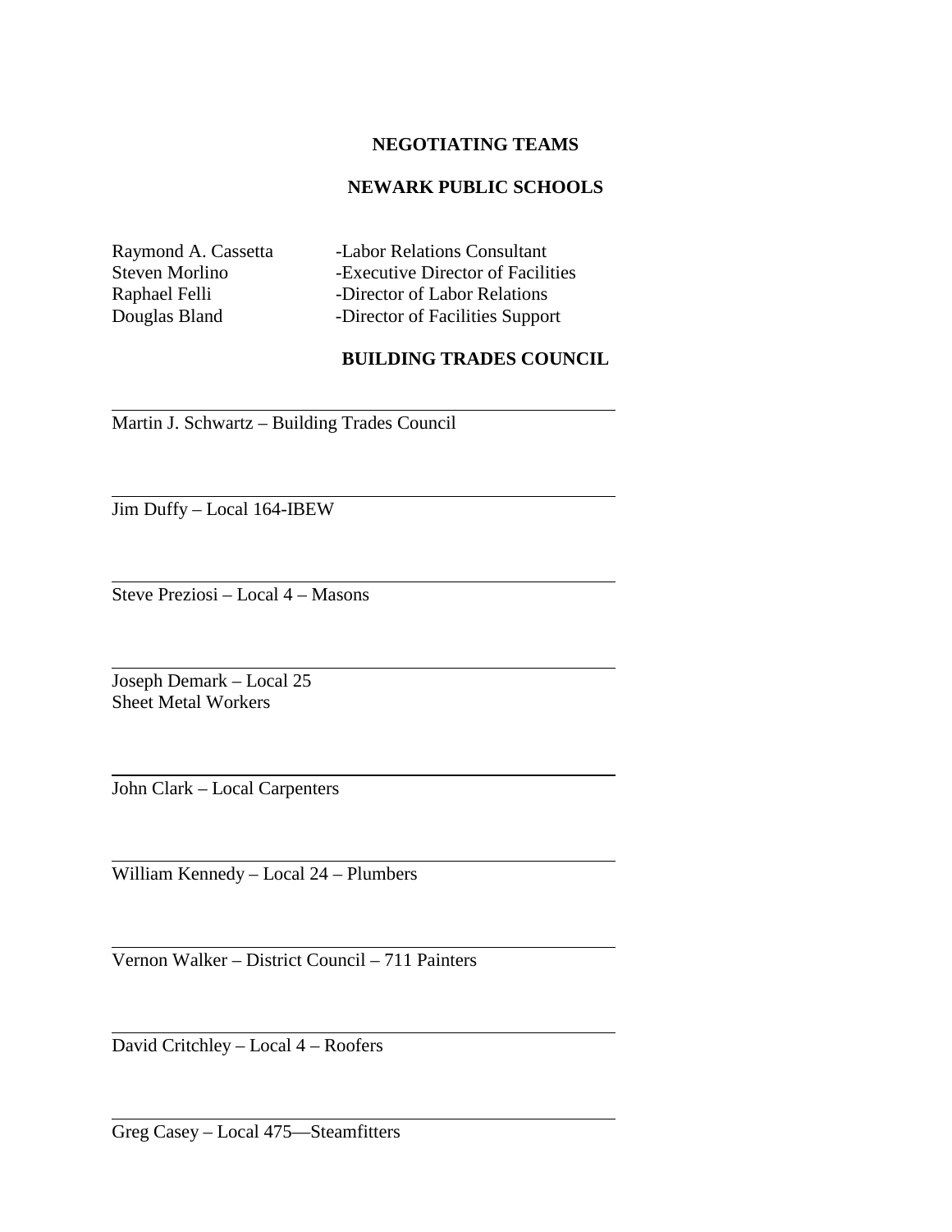## NEGOTIATING TEAMS

## NEWARK PUBLIC SCHOOLS

| | |
|---|---|
| Raymond A. Cassetta | -Labor Relations Consultant |
| Steven Morlino | -Executive Director of Facilities |
| Raphael Felli | -Director of Labor Relations |
| Douglas Bland | -Director of Facilities Support |

## BUILDING TRADES COUNCIL

\_\_\_\_\_\_\_\_\_\_\_\_\_\_\_\_\_\_\_\_\_\_\_\_\_\_\_\_\_\_\_\_\_\_\_\_\_\_\_\_\_\_\_\_

Martin J. Schwartz – Building Trades Council

\_\_\_\_\_\_\_\_\_\_\_\_\_\_\_\_\_\_\_\_\_\_\_\_\_\_\_\_\_\_\_\_\_\_\_\_\_\_\_\_\_\_\_\_

Jim Duffy – Local 164-IBEW

\_\_\_\_\_\_\_\_\_\_\_\_\_\_\_\_\_\_\_\_\_\_\_\_\_\_\_\_\_\_\_\_\_\_\_\_\_\_\_\_\_\_\_\_

Steve Preziosi – Local 4 – Masons

\_\_\_\_\_\_\_\_\_\_\_\_\_\_\_\_\_\_\_\_\_\_\_\_\_\_\_\_\_\_\_\_\_\_\_\_\_\_\_\_\_\_\_\_

Joseph Demark – Local 25  
Sheet Metal Workers

\_\_\_\_\_\_\_\_\_\_\_\_\_\_\_\_\_\_\_\_\_\_\_\_\_\_\_\_\_\_\_\_\_\_\_\_\_\_\_\_\_\_\_\_

John Clark – Local Carpenters

\_\_\_\_\_\_\_\_\_\_\_\_\_\_\_\_\_\_\_\_\_\_\_\_\_\_\_\_\_\_\_\_\_\_\_\_\_\_\_\_\_\_\_\_

William Kennedy – Local 24 – Plumbers

\_\_\_\_\_\_\_\_\_\_\_\_\_\_\_\_\_\_\_\_\_\_\_\_\_\_\_\_\_\_\_\_\_\_\_\_\_\_\_\_\_\_\_\_

Vernon Walker – District Council – 711 Painters

\_\_\_\_\_\_\_\_\_\_\_\_\_\_\_\_\_\_\_\_\_\_\_\_\_\_\_\_\_\_\_\_\_\_\_\_\_\_\_\_\_\_\_\_

David Critchley – Local 4 – Roofers

\_\_\_\_\_\_\_\_\_\_\_\_\_\_\_\_\_\_\_\_\_\_\_\_\_\_\_\_\_\_\_\_\_\_\_\_\_\_\_\_\_\_\_\_

Greg Casey – Local 475—Steamfitters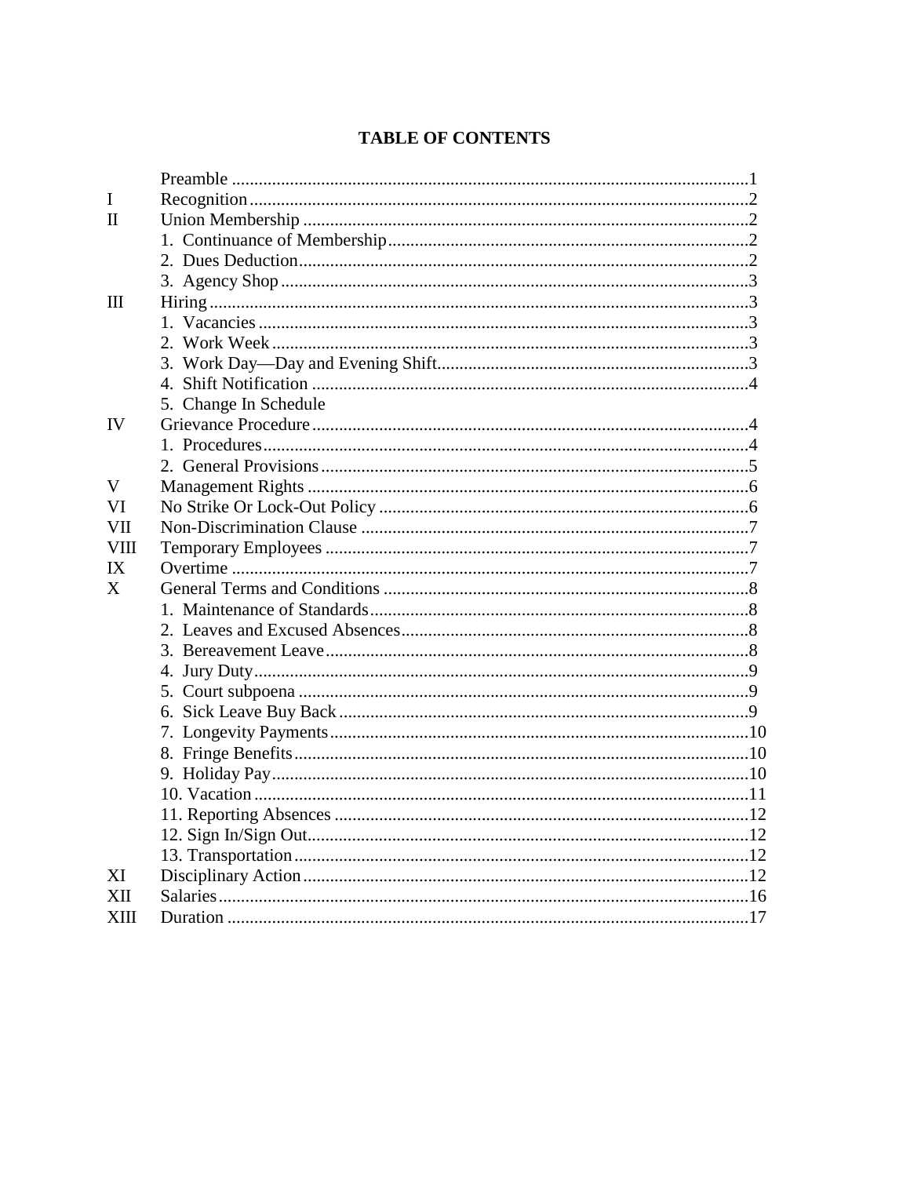# TABLE OF CONTENTS

| | | |
|---|---|---|
| | Preamble | 1 |
| I | Recognition | 2 |
| II | Union Membership | 2 |
| | 1. Continuance of Membership | 2 |
| | 2. Dues Deduction | 2 |
| | 3. Agency Shop | 3 |
| III | Hiring | 3 |
| | 1. Vacancies | 3 |
| | 2. Work Week | 3 |
| | 3. Work Day—Day and Evening Shift | 3 |
| | 4. Shift Notification | 4 |
| | 5. Change In Schedule | |
| IV | Grievance Procedure | 4 |
| | 1. Procedures | 4 |
| | 2. General Provisions | 5 |
| V | Management Rights | 6 |
| VI | No Strike Or Lock-Out Policy | 6 |
| VII | Non-Discrimination Clause | 7 |
| VIII | Temporary Employees | 7 |
| IX | Overtime | 7 |
| X | General Terms and Conditions | 8 |
| | 1. Maintenance of Standards | 8 |
| | 2. Leaves and Excused Absences | 8 |
| | 3. Bereavement Leave | 8 |
| | 4. Jury Duty | 9 |
| | 5. Court subpoena | 9 |
| | 6. Sick Leave Buy Back | 9 |
| | 7. Longevity Payments | 10 |
| | 8. Fringe Benefits | 10 |
| | 9. Holiday Pay | 10 |
| | 10. Vacation | 11 |
| | 11. Reporting Absences | 12 |
| | 12. Sign In/Sign Out | 12 |
| | 13. Transportation | 12 |
| XI | Disciplinary Action | 12 |
| XII | Salaries | 16 |
| XIII | Duration | 17 |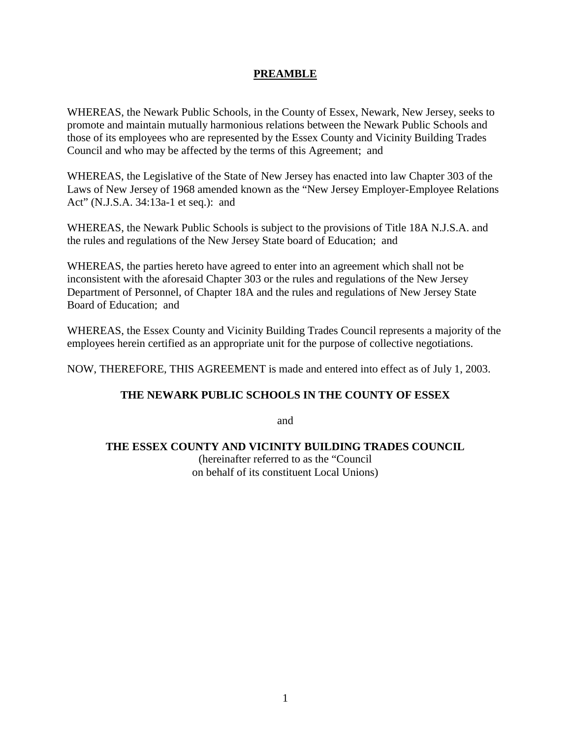# **PREAMBLE**

WHEREAS, the Newark Public Schools, in the County of Essex, Newark, New Jersey, seeks to promote and maintain mutually harmonious relations between the Newark Public Schools and those of its employees who are represented by the Essex County and Vicinity Building Trades Council and who may be affected by the terms of this Agreement; and

WHEREAS, the Legislative of the State of New Jersey has enacted into law Chapter 303 of the Laws of New Jersey of 1968 amended known as the "New Jersey Employer-Employee Relations Act" (N.J.S.A. 34:13a-1 et seq.): and

WHEREAS, the Newark Public Schools is subject to the provisions of Title 18A N.J.S.A. and the rules and regulations of the New Jersey State board of Education; and

WHEREAS, the parties hereto have agreed to enter into an agreement which shall not be inconsistent with the aforesaid Chapter 303 or the rules and regulations of the New Jersey Department of Personnel, of Chapter 18A and the rules and regulations of New Jersey State Board of Education; and

WHEREAS, the Essex County and Vicinity Building Trades Council represents a majority of the employees herein certified as an appropriate unit for the purpose of collective negotiations.

NOW, THEREFORE, THIS AGREEMENT is made and entered into effect as of July 1, 2003.

**THE NEWARK PUBLIC SCHOOLS IN THE COUNTY OF ESSEX**

and

**THE ESSEX COUNTY AND VICINITY BUILDING TRADES COUNCIL**
(hereinafter referred to as the "Council
on behalf of its constituent Local Unions)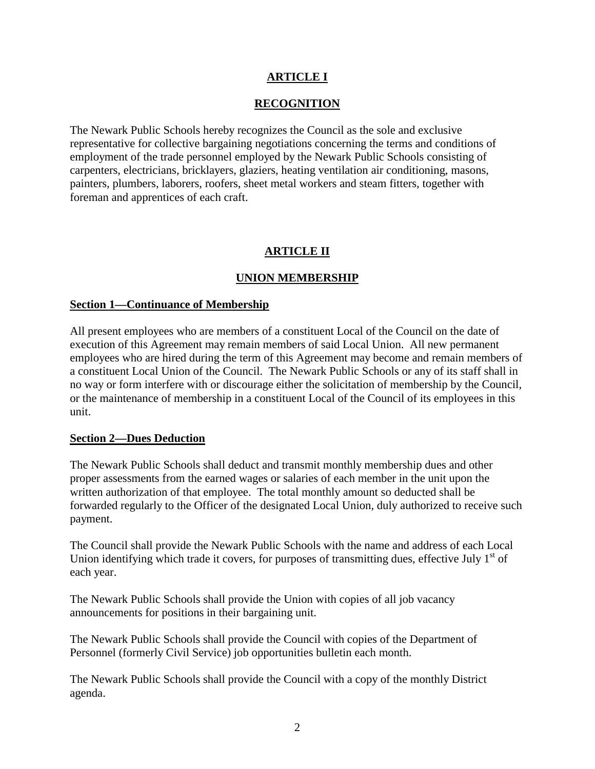# ARTICLE I

# RECOGNITION

The Newark Public Schools hereby recognizes the Council as the sole and exclusive representative for collective bargaining negotiations concerning the terms and conditions of employment of the trade personnel employed by the Newark Public Schools consisting of carpenters, electricians, bricklayers, glaziers, heating ventilation air conditioning, masons, painters, plumbers, laborers, roofers, sheet metal workers and steam fitters, together with foreman and apprentices of each craft.

# ARTICLE II

# UNION MEMBERSHIP

## Section 1—Continuance of Membership

All present employees who are members of a constituent Local of the Council on the date of execution of this Agreement may remain members of said Local Union. All new permanent employees who are hired during the term of this Agreement may become and remain members of a constituent Local Union of the Council. The Newark Public Schools or any of its staff shall in no way or form interfere with or discourage either the solicitation of membership by the Council, or the maintenance of membership in a constituent Local of the Council of its employees in this unit.

## Section 2—Dues Deduction

The Newark Public Schools shall deduct and transmit monthly membership dues and other proper assessments from the earned wages or salaries of each member in the unit upon the written authorization of that employee. The total monthly amount so deducted shall be forwarded regularly to the Officer of the designated Local Union, duly authorized to receive such payment.

The Council shall provide the Newark Public Schools with the name and address of each Local Union identifying which trade it covers, for purposes of transmitting dues, effective July 1st of each year.

The Newark Public Schools shall provide the Union with copies of all job vacancy announcements for positions in their bargaining unit.

The Newark Public Schools shall provide the Council with copies of the Department of Personnel (formerly Civil Service) job opportunities bulletin each month.

The Newark Public Schools shall provide the Council with a copy of the monthly District agenda.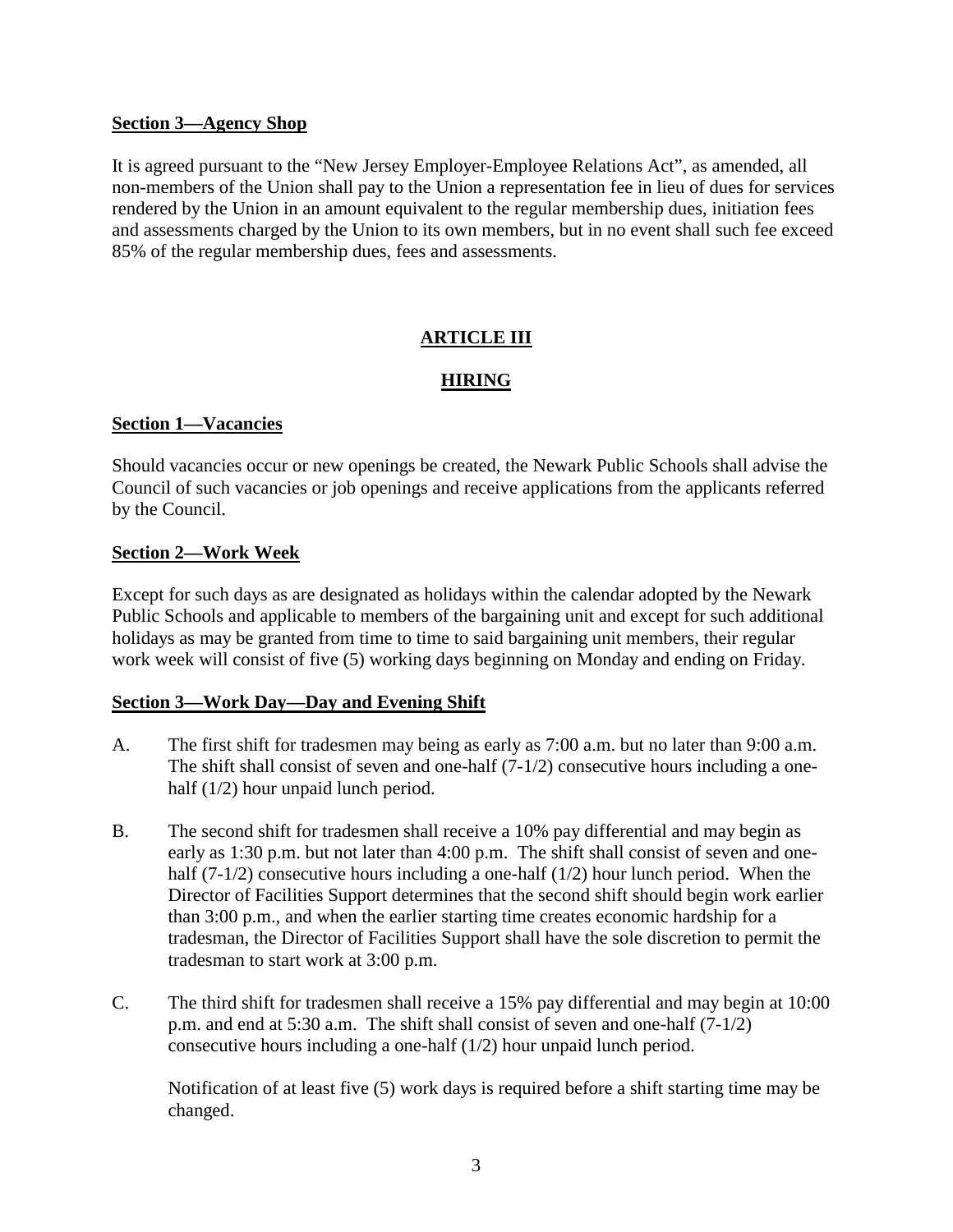**Section 3—Agency Shop**

It is agreed pursuant to the "New Jersey Employer-Employee Relations Act", as amended, all non-members of the Union shall pay to the Union a representation fee in lieu of dues for services rendered by the Union in an amount equivalent to the regular membership dues, initiation fees and assessments charged by the Union to its own members, but in no event shall such fee exceed 85% of the regular membership dues, fees and assessments.

## ARTICLE III

## HIRING

**Section 1—Vacancies**

Should vacancies occur or new openings be created, the Newark Public Schools shall advise the Council of such vacancies or job openings and receive applications from the applicants referred by the Council.

**Section 2—Work Week**

Except for such days as are designated as holidays within the calendar adopted by the Newark Public Schools and applicable to members of the bargaining unit and except for such additional holidays as may be granted from time to time to said bargaining unit members, their regular work week will consist of five (5) working days beginning on Monday and ending on Friday.

**Section 3—Work Day—Day and Evening Shift**

A. The first shift for tradesmen may being as early as 7:00 a.m. but no later than 9:00 a.m. The shift shall consist of seven and one-half (7-1/2) consecutive hours including a one-half (1/2) hour unpaid lunch period.

B. The second shift for tradesmen shall receive a 10% pay differential and may begin as early as 1:30 p.m. but not later than 4:00 p.m. The shift shall consist of seven and one-half (7-1/2) consecutive hours including a one-half (1/2) hour lunch period. When the Director of Facilities Support determines that the second shift should begin work earlier than 3:00 p.m., and when the earlier starting time creates economic hardship for a tradesman, the Director of Facilities Support shall have the sole discretion to permit the tradesman to start work at 3:00 p.m.

C. The third shift for tradesmen shall receive a 15% pay differential and may begin at 10:00 p.m. and end at 5:30 a.m. The shift shall consist of seven and one-half (7-1/2) consecutive hours including a one-half (1/2) hour unpaid lunch period.

Notification of at least five (5) work days is required before a shift starting time may be changed.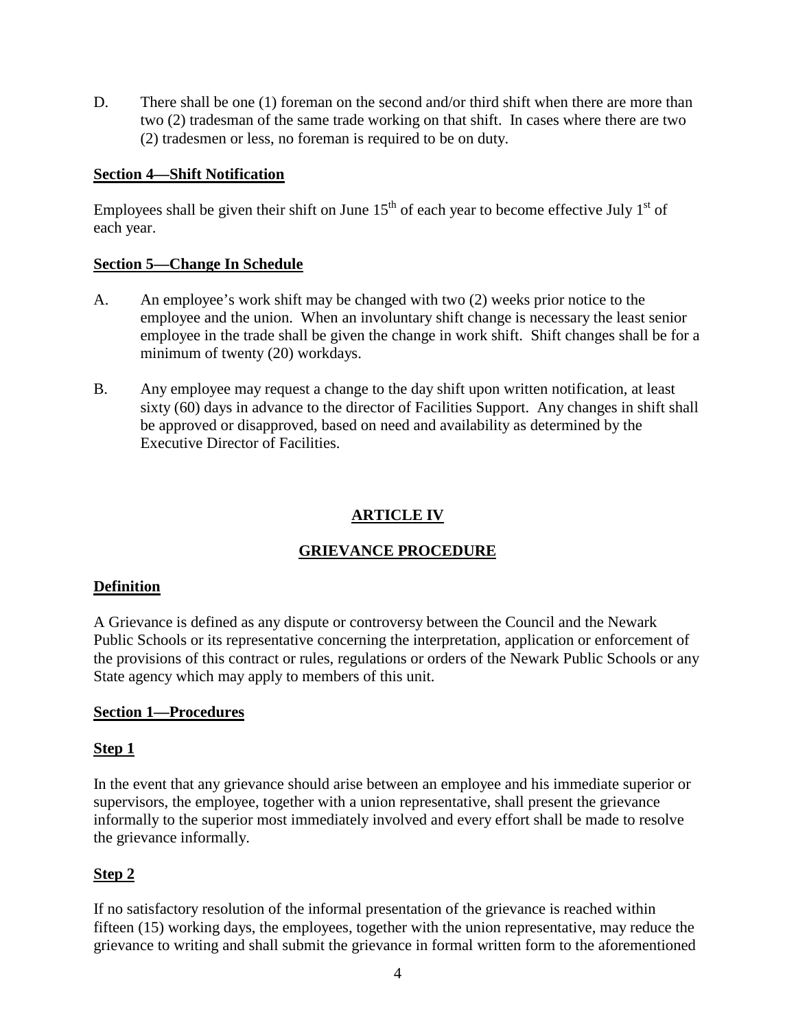D. There shall be one (1) foreman on the second and/or third shift when there are more than two (2) tradesman of the same trade working on that shift. In cases where there are two (2) tradesmen or less, no foreman is required to be on duty.

**Section 4—Shift Notification**

Employees shall be given their shift on June 15th of each year to become effective July 1st of each year.

**Section 5—Change In Schedule**

A. An employee's work shift may be changed with two (2) weeks prior notice to the employee and the union. When an involuntary shift change is necessary the least senior employee in the trade shall be given the change in work shift. Shift changes shall be for a minimum of twenty (20) workdays.

B. Any employee may request a change to the day shift upon written notification, at least sixty (60) days in advance to the director of Facilities Support. Any changes in shift shall be approved or disapproved, based on need and availability as determined by the Executive Director of Facilities.

## ARTICLE IV

## GRIEVANCE PROCEDURE

**Definition**

A Grievance is defined as any dispute or controversy between the Council and the Newark Public Schools or its representative concerning the interpretation, application or enforcement of the provisions of this contract or rules, regulations or orders of the Newark Public Schools or any State agency which may apply to members of this unit.

**Section 1—Procedures**

**Step 1**

In the event that any grievance should arise between an employee and his immediate superior or supervisors, the employee, together with a union representative, shall present the grievance informally to the superior most immediately involved and every effort shall be made to resolve the grievance informally.

**Step 2**

If no satisfactory resolution of the informal presentation of the grievance is reached within fifteen (15) working days, the employees, together with the union representative, may reduce the grievance to writing and shall submit the grievance in formal written form to the aforementioned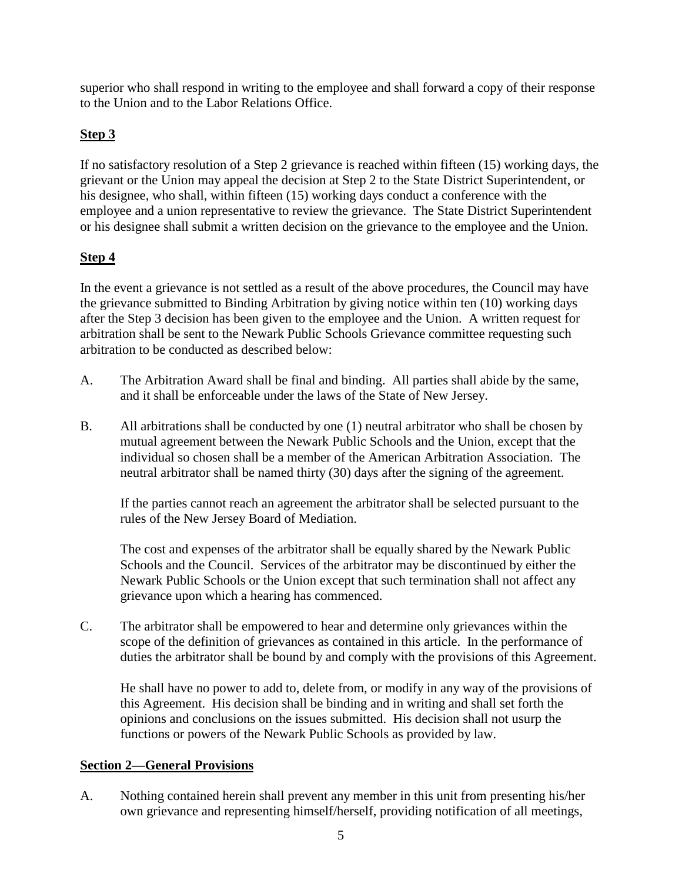superior who shall respond in writing to the employee and shall forward a copy of their response to the Union and to the Labor Relations Office.

**Step 3**

If no satisfactory resolution of a Step 2 grievance is reached within fifteen (15) working days, the grievant or the Union may appeal the decision at Step 2 to the State District Superintendent, or his designee, who shall, within fifteen (15) working days conduct a conference with the employee and a union representative to review the grievance. The State District Superintendent or his designee shall submit a written decision on the grievance to the employee and the Union.

**Step 4**

In the event a grievance is not settled as a result of the above procedures, the Council may have the grievance submitted to Binding Arbitration by giving notice within ten (10) working days after the Step 3 decision has been given to the employee and the Union. A written request for arbitration shall be sent to the Newark Public Schools Grievance committee requesting such arbitration to be conducted as described below:

A. The Arbitration Award shall be final and binding. All parties shall abide by the same, and it shall be enforceable under the laws of the State of New Jersey.

B. All arbitrations shall be conducted by one (1) neutral arbitrator who shall be chosen by mutual agreement between the Newark Public Schools and the Union, except that the individual so chosen shall be a member of the American Arbitration Association. The neutral arbitrator shall be named thirty (30) days after the signing of the agreement.

   If the parties cannot reach an agreement the arbitrator shall be selected pursuant to the rules of the New Jersey Board of Mediation.

   The cost and expenses of the arbitrator shall be equally shared by the Newark Public Schools and the Council. Services of the arbitrator may be discontinued by either the Newark Public Schools or the Union except that such termination shall not affect any grievance upon which a hearing has commenced.

C. The arbitrator shall be empowered to hear and determine only grievances within the scope of the definition of grievances as contained in this article. In the performance of duties the arbitrator shall be bound by and comply with the provisions of this Agreement.

   He shall have no power to add to, delete from, or modify in any way of the provisions of this Agreement. His decision shall be binding and in writing and shall set forth the opinions and conclusions on the issues submitted. His decision shall not usurp the functions or powers of the Newark Public Schools as provided by law.

**Section 2—General Provisions**

A. Nothing contained herein shall prevent any member in this unit from presenting his/her own grievance and representing himself/herself, providing notification of all meetings,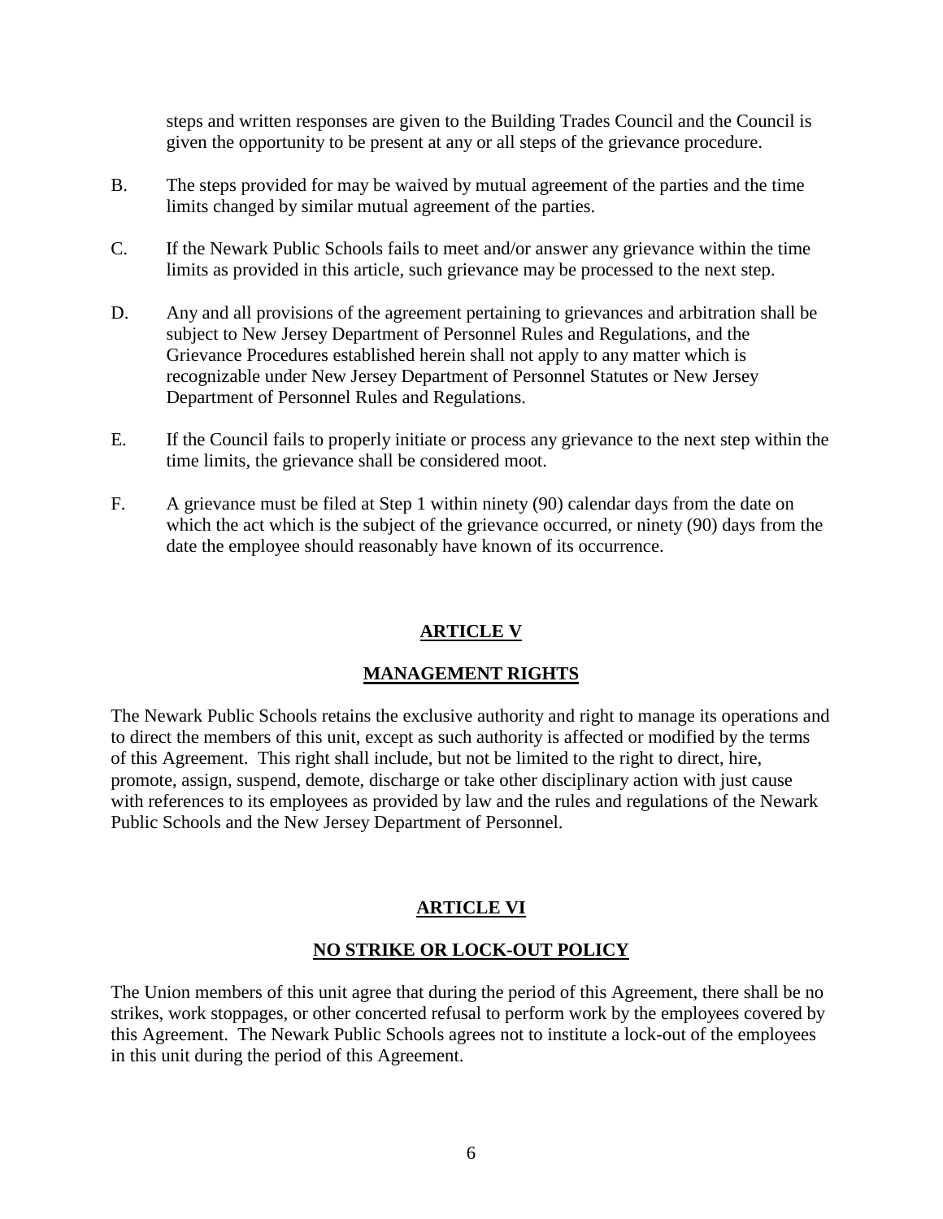steps and written responses are given to the Building Trades Council and the Council is given the opportunity to be present at any or all steps of the grievance procedure.

B. The steps provided for may be waived by mutual agreement of the parties and the time limits changed by similar mutual agreement of the parties.

C. If the Newark Public Schools fails to meet and/or answer any grievance within the time limits as provided in this article, such grievance may be processed to the next step.

D. Any and all provisions of the agreement pertaining to grievances and arbitration shall be subject to New Jersey Department of Personnel Rules and Regulations, and the Grievance Procedures established herein shall not apply to any matter which is recognizable under New Jersey Department of Personnel Statutes or New Jersey Department of Personnel Rules and Regulations.

E. If the Council fails to properly initiate or process any grievance to the next step within the time limits, the grievance shall be considered moot.

F. A grievance must be filed at Step 1 within ninety (90) calendar days from the date on which the act which is the subject of the grievance occurred, or ninety (90) days from the date the employee should reasonably have known of its occurrence.

## ARTICLE V

## MANAGEMENT RIGHTS

The Newark Public Schools retains the exclusive authority and right to manage its operations and to direct the members of this unit, except as such authority is affected or modified by the terms of this Agreement. This right shall include, but not be limited to the right to direct, hire, promote, assign, suspend, demote, discharge or take other disciplinary action with just cause with references to its employees as provided by law and the rules and regulations of the Newark Public Schools and the New Jersey Department of Personnel.

## ARTICLE VI

## NO STRIKE OR LOCK-OUT POLICY

The Union members of this unit agree that during the period of this Agreement, there shall be no strikes, work stoppages, or other concerted refusal to perform work by the employees covered by this Agreement. The Newark Public Schools agrees not to institute a lock-out of the employees in this unit during the period of this Agreement.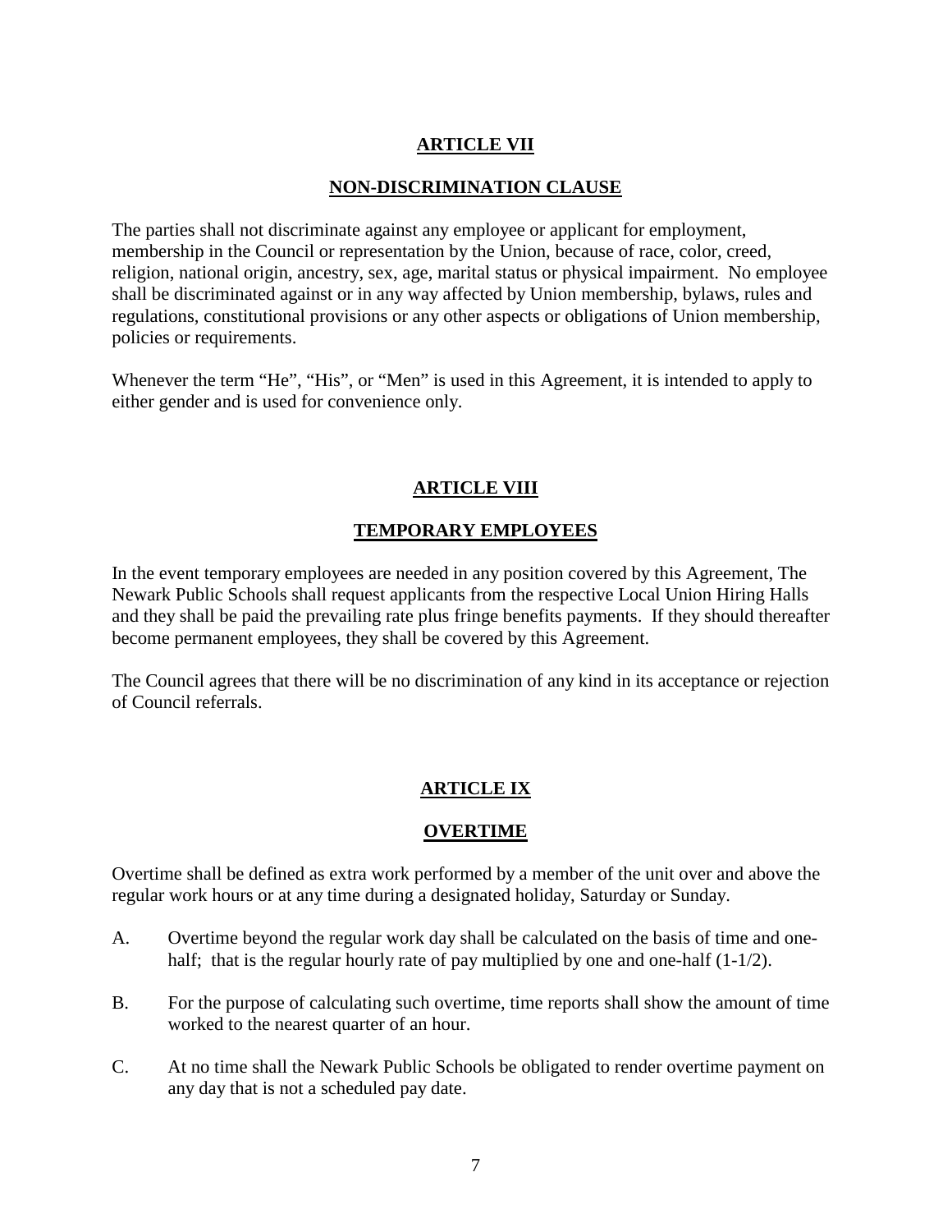## ARTICLE VII

## NON-DISCRIMINATION CLAUSE

The parties shall not discriminate against any employee or applicant for employment, membership in the Council or representation by the Union, because of race, color, creed, religion, national origin, ancestry, sex, age, marital status or physical impairment. No employee shall be discriminated against or in any way affected by Union membership, bylaws, rules and regulations, constitutional provisions or any other aspects or obligations of Union membership, policies or requirements.

Whenever the term “He”, “His”, or “Men” is used in this Agreement, it is intended to apply to either gender and is used for convenience only.

## ARTICLE VIII

## TEMPORARY EMPLOYEES

In the event temporary employees are needed in any position covered by this Agreement, The Newark Public Schools shall request applicants from the respective Local Union Hiring Halls and they shall be paid the prevailing rate plus fringe benefits payments. If they should thereafter become permanent employees, they shall be covered by this Agreement.

The Council agrees that there will be no discrimination of any kind in its acceptance or rejection of Council referrals.

## ARTICLE IX

## OVERTIME

Overtime shall be defined as extra work performed by a member of the unit over and above the regular work hours or at any time during a designated holiday, Saturday or Sunday.

A. Overtime beyond the regular work day shall be calculated on the basis of time and one-half; that is the regular hourly rate of pay multiplied by one and one-half (1-1/2).

B. For the purpose of calculating such overtime, time reports shall show the amount of time worked to the nearest quarter of an hour.

C. At no time shall the Newark Public Schools be obligated to render overtime payment on any day that is not a scheduled pay date.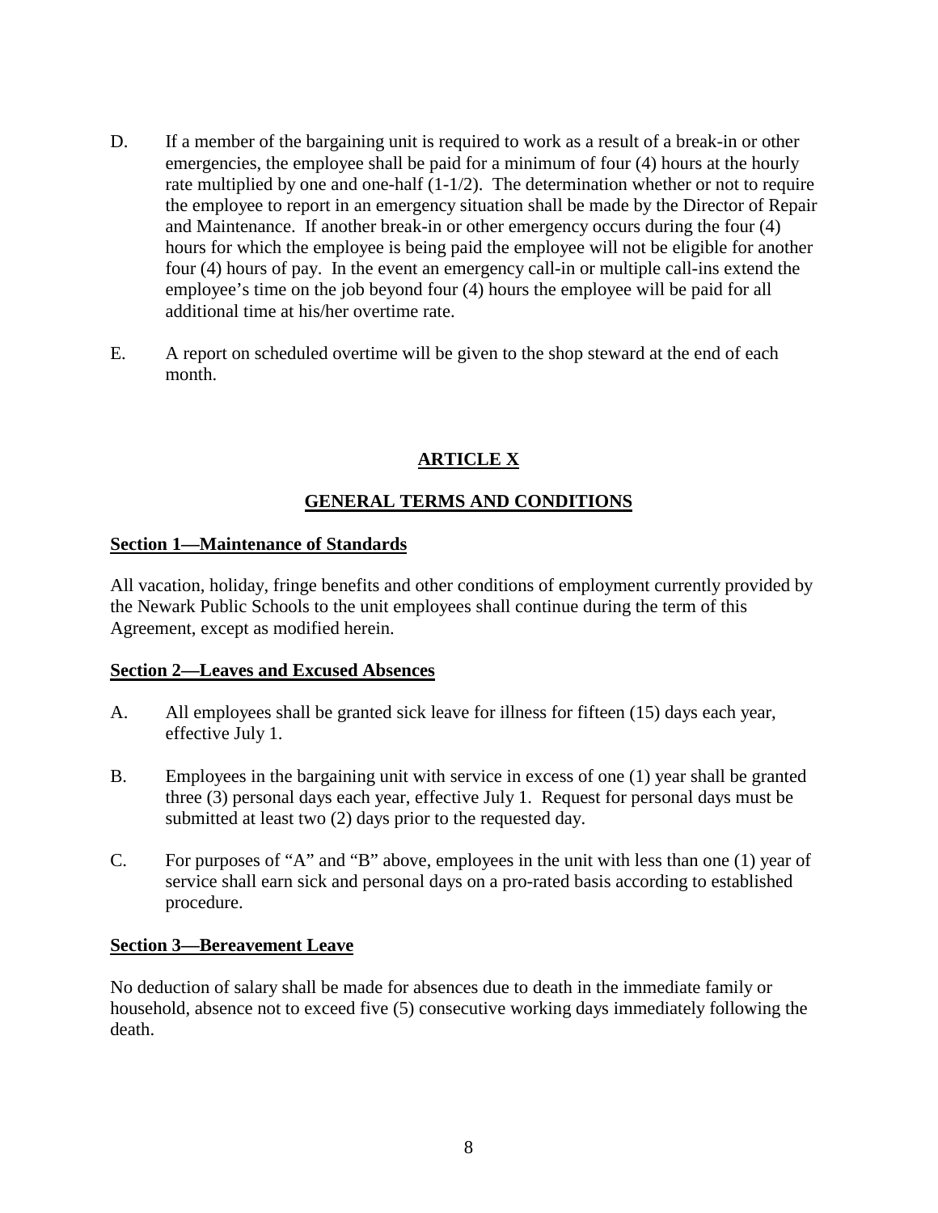D. If a member of the bargaining unit is required to work as a result of a break-in or other emergencies, the employee shall be paid for a minimum of four (4) hours at the hourly rate multiplied by one and one-half (1-1/2). The determination whether or not to require the employee to report in an emergency situation shall be made by the Director of Repair and Maintenance. If another break-in or other emergency occurs during the four (4) hours for which the employee is being paid the employee will not be eligible for another four (4) hours of pay. In the event an emergency call-in or multiple call-ins extend the employee's time on the job beyond four (4) hours the employee will be paid for all additional time at his/her overtime rate.

E. A report on scheduled overtime will be given to the shop steward at the end of each month.

## ARTICLE X

## GENERAL TERMS AND CONDITIONS

### Section 1—Maintenance of Standards

All vacation, holiday, fringe benefits and other conditions of employment currently provided by the Newark Public Schools to the unit employees shall continue during the term of this Agreement, except as modified herein.

### Section 2—Leaves and Excused Absences

A. All employees shall be granted sick leave for illness for fifteen (15) days each year, effective July 1.

B. Employees in the bargaining unit with service in excess of one (1) year shall be granted three (3) personal days each year, effective July 1. Request for personal days must be submitted at least two (2) days prior to the requested day.

C. For purposes of "A" and "B" above, employees in the unit with less than one (1) year of service shall earn sick and personal days on a pro-rated basis according to established procedure.

### Section 3—Bereavement Leave

No deduction of salary shall be made for absences due to death in the immediate family or household, absence not to exceed five (5) consecutive working days immediately following the death.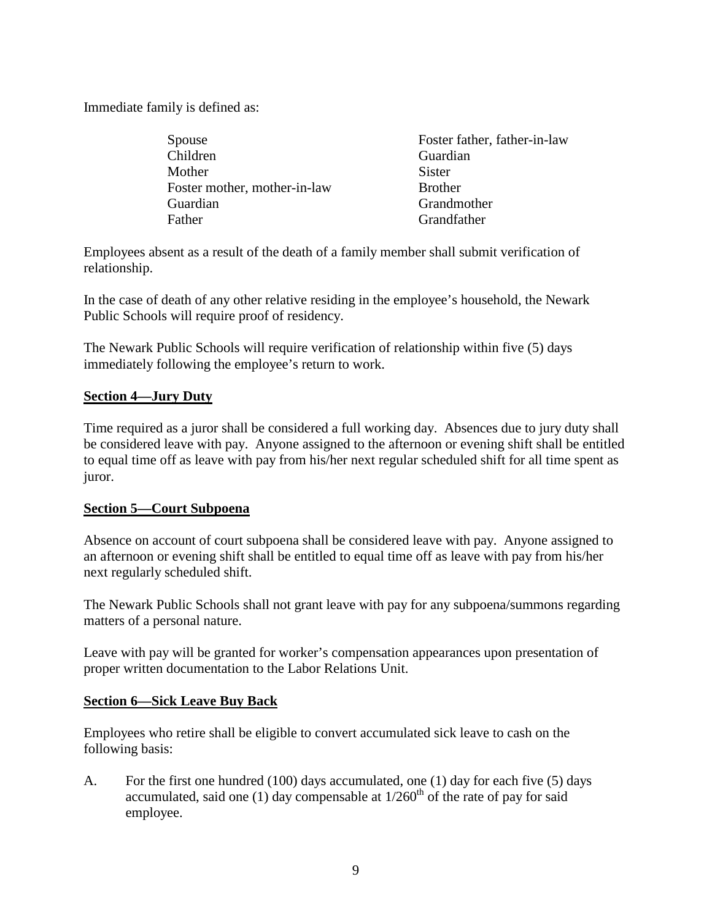Immediate family is defined as:

| | |
|---|---|
| Spouse | Foster father, father-in-law |
| Children | Guardian |
| Mother | Sister |
| Foster mother, mother-in-law | Brother |
| Guardian | Grandmother |
| Father | Grandfather |

Employees absent as a result of the death of a family member shall submit verification of relationship.

In the case of death of any other relative residing in the employee's household, the Newark Public Schools will require proof of residency.

The Newark Public Schools will require verification of relationship within five (5) days immediately following the employee's return to work.

**Section 4—Jury Duty**

Time required as a juror shall be considered a full working day. Absences due to jury duty shall be considered leave with pay. Anyone assigned to the afternoon or evening shift shall be entitled to equal time off as leave with pay from his/her next regular scheduled shift for all time spent as juror.

**Section 5—Court Subpoena**

Absence on account of court subpoena shall be considered leave with pay. Anyone assigned to an afternoon or evening shift shall be entitled to equal time off as leave with pay from his/her next regularly scheduled shift.

The Newark Public Schools shall not grant leave with pay for any subpoena/summons regarding matters of a personal nature.

Leave with pay will be granted for worker's compensation appearances upon presentation of proper written documentation to the Labor Relations Unit.

**Section 6—Sick Leave Buy Back**

Employees who retire shall be eligible to convert accumulated sick leave to cash on the following basis:

A. For the first one hundred (100) days accumulated, one (1) day for each five (5) days accumulated, said one (1) day compensable at 1/260th of the rate of pay for said employee.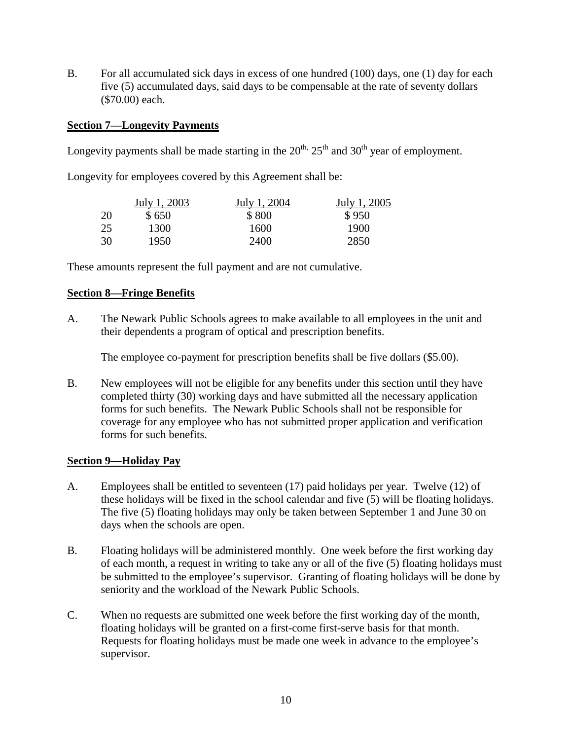B. For all accumulated sick days in excess of one hundred (100) days, one (1) day for each five (5) accumulated days, said days to be compensable at the rate of seventy dollars ($70.00) each.

**Section 7—Longevity Payments**

Longevity payments shall be made starting in the 20th, 25th and 30th year of employment.

Longevity for employees covered by this Agreement shall be:

| | July 1, 2003 | July 1, 2004 | July 1, 2005 |
|---|---|---|---|
| 20 | $ 650 | $ 800 | $ 950 |
| 25 | 1300 | 1600 | 1900 |
| 30 | 1950 | 2400 | 2850 |

These amounts represent the full payment and are not cumulative.

**Section 8—Fringe Benefits**

A. The Newark Public Schools agrees to make available to all employees in the unit and their dependents a program of optical and prescription benefits.

   The employee co-payment for prescription benefits shall be five dollars ($5.00).

B. New employees will not be eligible for any benefits under this section until they have completed thirty (30) working days and have submitted all the necessary application forms for such benefits. The Newark Public Schools shall not be responsible for coverage for any employee who has not submitted proper application and verification forms for such benefits.

**Section 9—Holiday Pay**

A. Employees shall be entitled to seventeen (17) paid holidays per year. Twelve (12) of these holidays will be fixed in the school calendar and five (5) will be floating holidays. The five (5) floating holidays may only be taken between September 1 and June 30 on days when the schools are open.

B. Floating holidays will be administered monthly. One week before the first working day of each month, a request in writing to take any or all of the five (5) floating holidays must be submitted to the employee's supervisor. Granting of floating holidays will be done by seniority and the workload of the Newark Public Schools.

C. When no requests are submitted one week before the first working day of the month, floating holidays will be granted on a first-come first-serve basis for that month. Requests for floating holidays must be made one week in advance to the employee's supervisor.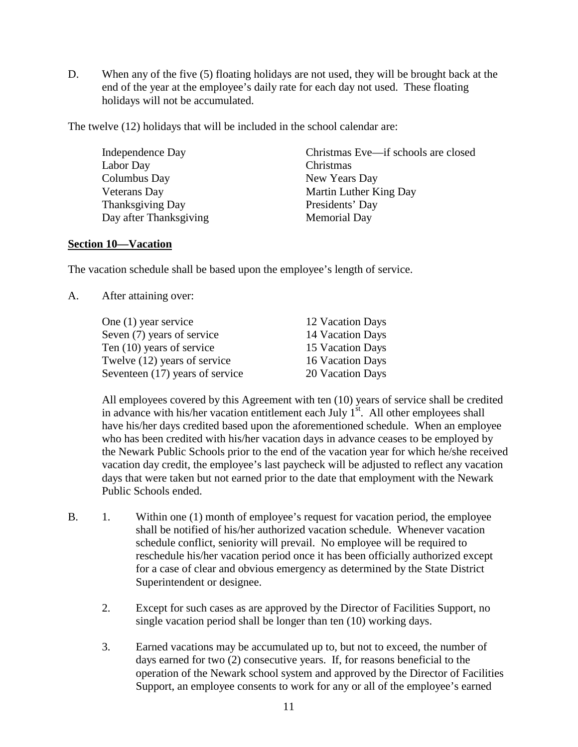D. When any of the five (5) floating holidays are not used, they will be brought back at the end of the year at the employee's daily rate for each day not used. These floating holidays will not be accumulated.

The twelve (12) holidays that will be included in the school calendar are:

| | |
|---|---|
| Independence Day | Christmas Eve—if schools are closed |
| Labor Day | Christmas |
| Columbus Day | New Years Day |
| Veterans Day | Martin Luther King Day |
| Thanksgiving Day | Presidents' Day |
| Day after Thanksgiving | Memorial Day |

**Section 10—Vacation**

The vacation schedule shall be based upon the employee's length of service.

A. After attaining over:

| | |
|---|---|
| One (1) year service | 12 Vacation Days |
| Seven (7) years of service | 14 Vacation Days |
| Ten (10) years of service | 15 Vacation Days |
| Twelve (12) years of service | 16 Vacation Days |
| Seventeen (17) years of service | 20 Vacation Days |

All employees covered by this Agreement with ten (10) years of service shall be credited in advance with his/her vacation entitlement each July 1st. All other employees shall have his/her days credited based upon the aforementioned schedule. When an employee who has been credited with his/her vacation days in advance ceases to be employed by the Newark Public Schools prior to the end of the vacation year for which he/she received vacation day credit, the employee's last paycheck will be adjusted to reflect any vacation days that were taken but not earned prior to the date that employment with the Newark Public Schools ended.

B. 1. Within one (1) month of employee's request for vacation period, the employee shall be notified of his/her authorized vacation schedule. Whenever vacation schedule conflict, seniority will prevail. No employee will be required to reschedule his/her vacation period once it has been officially authorized except for a case of clear and obvious emergency as determined by the State District Superintendent or designee.

2. Except for such cases as are approved by the Director of Facilities Support, no single vacation period shall be longer than ten (10) working days.

3. Earned vacations may be accumulated up to, but not to exceed, the number of days earned for two (2) consecutive years. If, for reasons beneficial to the operation of the Newark school system and approved by the Director of Facilities Support, an employee consents to work for any or all of the employee's earned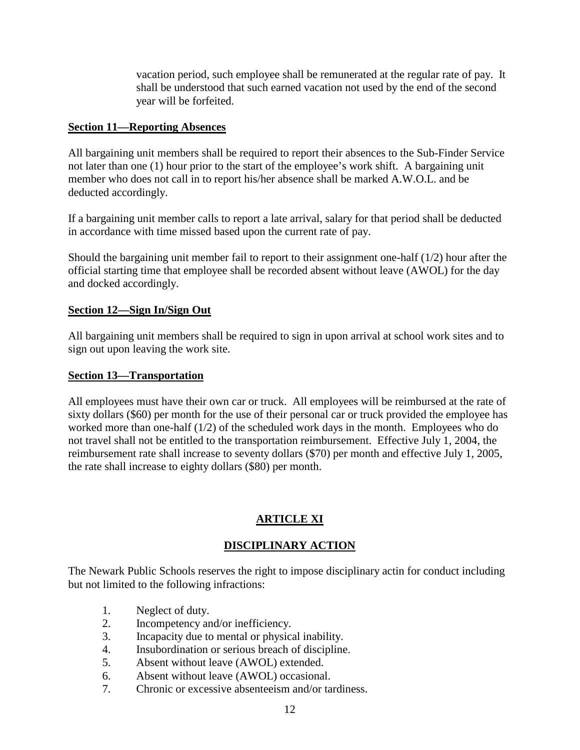vacation period, such employee shall be remunerated at the regular rate of pay. It shall be understood that such earned vacation not used by the end of the second year will be forfeited.

**Section 11—Reporting Absences**

All bargaining unit members shall be required to report their absences to the Sub-Finder Service not later than one (1) hour prior to the start of the employee's work shift. A bargaining unit member who does not call in to report his/her absence shall be marked A.W.O.L. and be deducted accordingly.

If a bargaining unit member calls to report a late arrival, salary for that period shall be deducted in accordance with time missed based upon the current rate of pay.

Should the bargaining unit member fail to report to their assignment one-half (1/2) hour after the official starting time that employee shall be recorded absent without leave (AWOL) for the day and docked accordingly.

**Section 12—Sign In/Sign Out**

All bargaining unit members shall be required to sign in upon arrival at school work sites and to sign out upon leaving the work site.

**Section 13—Transportation**

All employees must have their own car or truck. All employees will be reimbursed at the rate of sixty dollars ($60) per month for the use of their personal car or truck provided the employee has worked more than one-half (1/2) of the scheduled work days in the month. Employees who do not travel shall not be entitled to the transportation reimbursement. Effective July 1, 2004, the reimbursement rate shall increase to seventy dollars ($70) per month and effective July 1, 2005, the rate shall increase to eighty dollars ($80) per month.

## ARTICLE XI

## DISCIPLINARY ACTION

The Newark Public Schools reserves the right to impose disciplinary actin for conduct including but not limited to the following infractions:

1. Neglect of duty.
2. Incompetency and/or inefficiency.
3. Incapacity due to mental or physical inability.
4. Insubordination or serious breach of discipline.
5. Absent without leave (AWOL) extended.
6. Absent without leave (AWOL) occasional.
7. Chronic or excessive absenteeism and/or tardiness.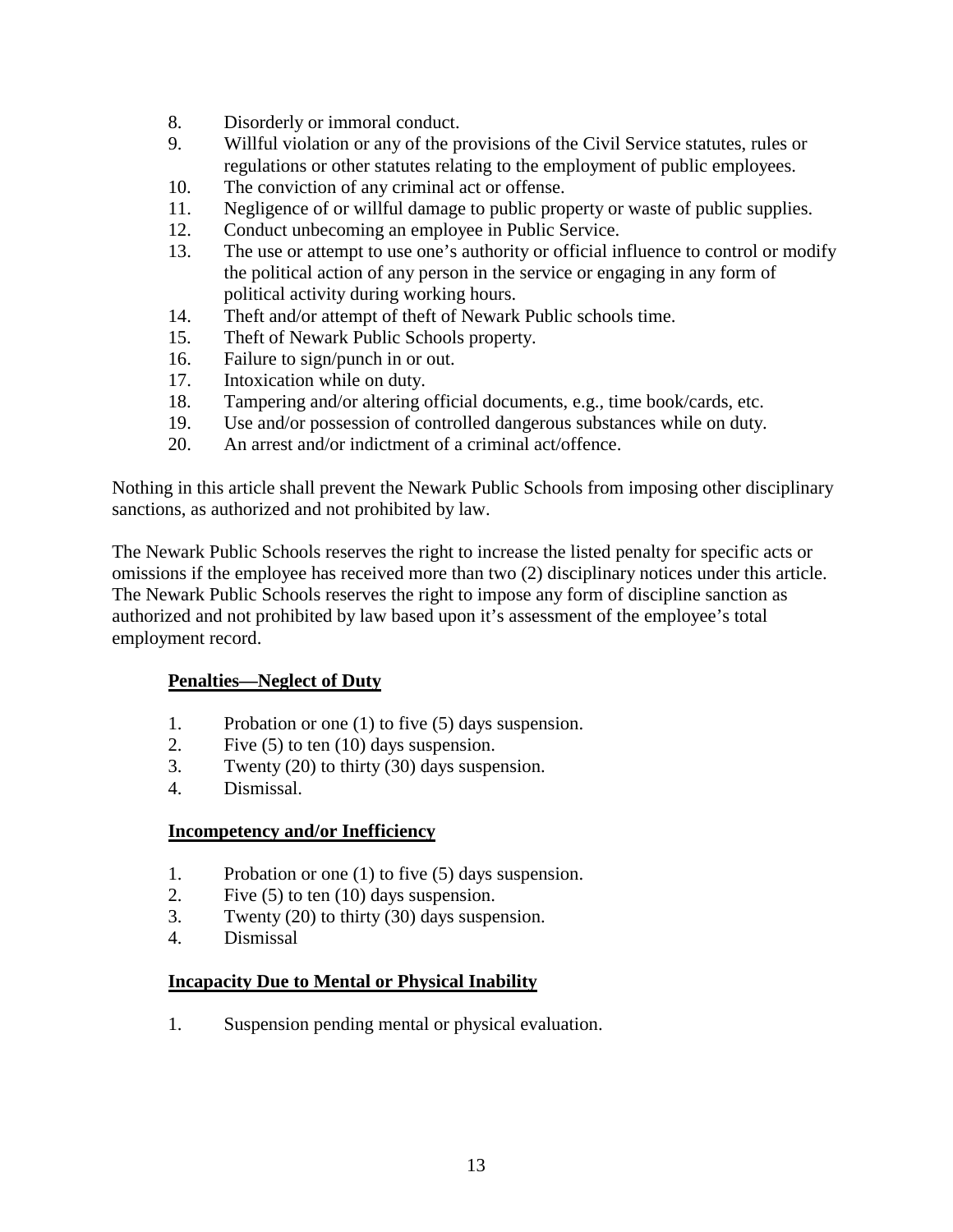8. Disorderly or immoral conduct.
9. Willful violation or any of the provisions of the Civil Service statutes, rules or regulations or other statutes relating to the employment of public employees.
10. The conviction of any criminal act or offense.
11. Negligence of or willful damage to public property or waste of public supplies.
12. Conduct unbecoming an employee in Public Service.
13. The use or attempt to use one's authority or official influence to control or modify the political action of any person in the service or engaging in any form of political activity during working hours.
14. Theft and/or attempt of theft of Newark Public schools time.
15. Theft of Newark Public Schools property.
16. Failure to sign/punch in or out.
17. Intoxication while on duty.
18. Tampering and/or altering official documents, e.g., time book/cards, etc.
19. Use and/or possession of controlled dangerous substances while on duty.
20. An arrest and/or indictment of a criminal act/offence.

Nothing in this article shall prevent the Newark Public Schools from imposing other disciplinary sanctions, as authorized and not prohibited by law.

The Newark Public Schools reserves the right to increase the listed penalty for specific acts or omissions if the employee has received more than two (2) disciplinary notices under this article. The Newark Public Schools reserves the right to impose any form of discipline sanction as authorized and not prohibited by law based upon it's assessment of the employee's total employment record.

**Penalties—Neglect of Duty**

1. Probation or one (1) to five (5) days suspension.
2. Five (5) to ten (10) days suspension.
3. Twenty (20) to thirty (30) days suspension.
4. Dismissal.

**Incompetency and/or Inefficiency**

1. Probation or one (1) to five (5) days suspension.
2. Five (5) to ten (10) days suspension.
3. Twenty (20) to thirty (30) days suspension.
4. Dismissal

**Incapacity Due to Mental or Physical Inability**

1. Suspension pending mental or physical evaluation.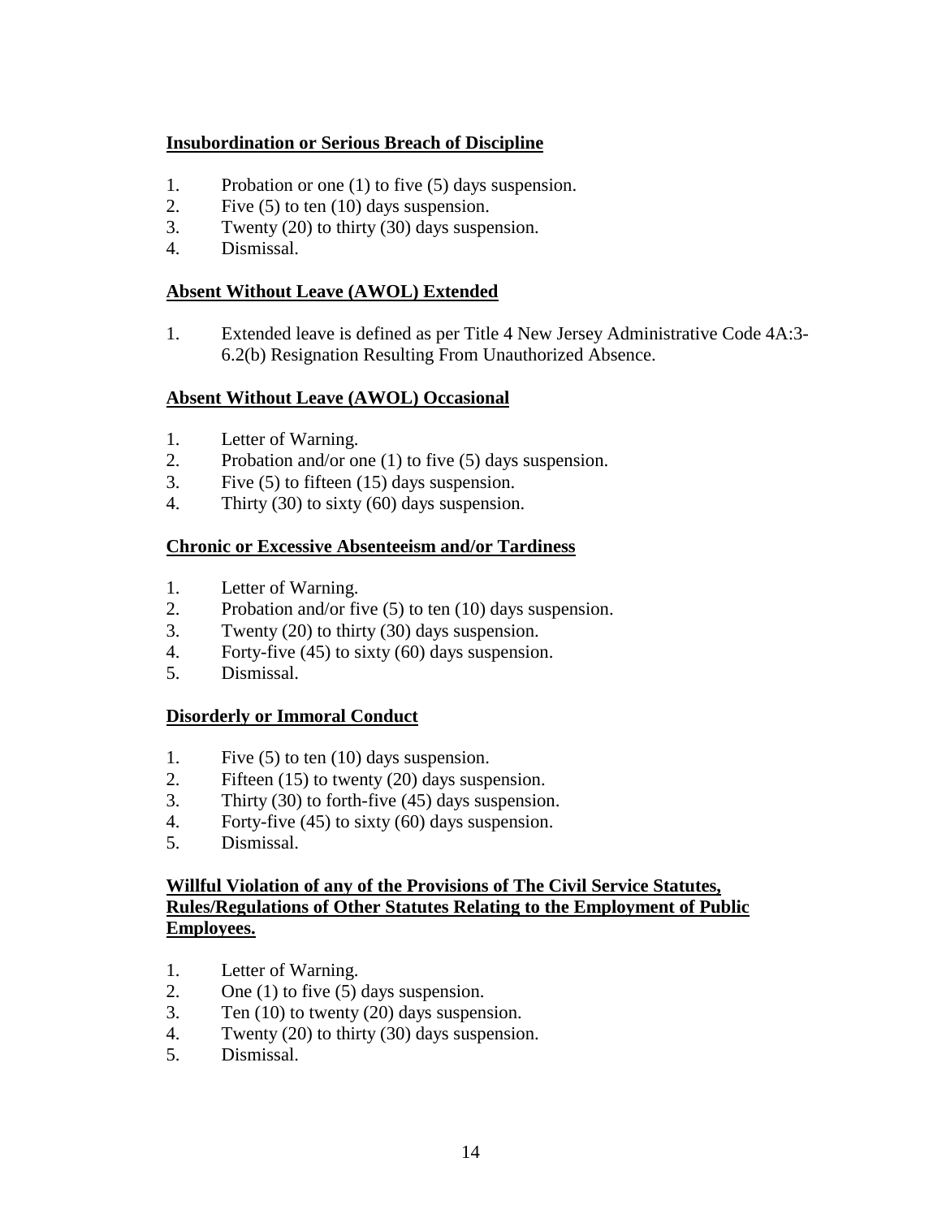**<u>Insubordination or Serious Breach of Discipline</u>**

1. Probation or one (1) to five (5) days suspension.
2. Five (5) to ten (10) days suspension.
3. Twenty (20) to thirty (30) days suspension.
4. Dismissal.

**<u>Absent Without Leave (AWOL) Extended</u>**

1. Extended leave is defined as per Title 4 New Jersey Administrative Code 4A:3-6.2(b) Resignation Resulting From Unauthorized Absence.

**<u>Absent Without Leave (AWOL) Occasional</u>**

1. Letter of Warning.
2. Probation and/or one (1) to five (5) days suspension.
3. Five (5) to fifteen (15) days suspension.
4. Thirty (30) to sixty (60) days suspension.

**<u>Chronic or Excessive Absenteeism and/or Tardiness</u>**

1. Letter of Warning.
2. Probation and/or five (5) to ten (10) days suspension.
3. Twenty (20) to thirty (30) days suspension.
4. Forty-five (45) to sixty (60) days suspension.
5. Dismissal.

**<u>Disorderly or Immoral Conduct</u>**

1. Five (5) to ten (10) days suspension.
2. Fifteen (15) to twenty (20) days suspension.
3. Thirty (30) to forth-five (45) days suspension.
4. Forty-five (45) to sixty (60) days suspension.
5. Dismissal.

**<u>Willful Violation of any of the Provisions of The Civil Service Statutes, Rules/Regulations of Other Statutes Relating to the Employment of Public Employees.</u>**

1. Letter of Warning.
2. One (1) to five (5) days suspension.
3. Ten (10) to twenty (20) days suspension.
4. Twenty (20) to thirty (30) days suspension.
5. Dismissal.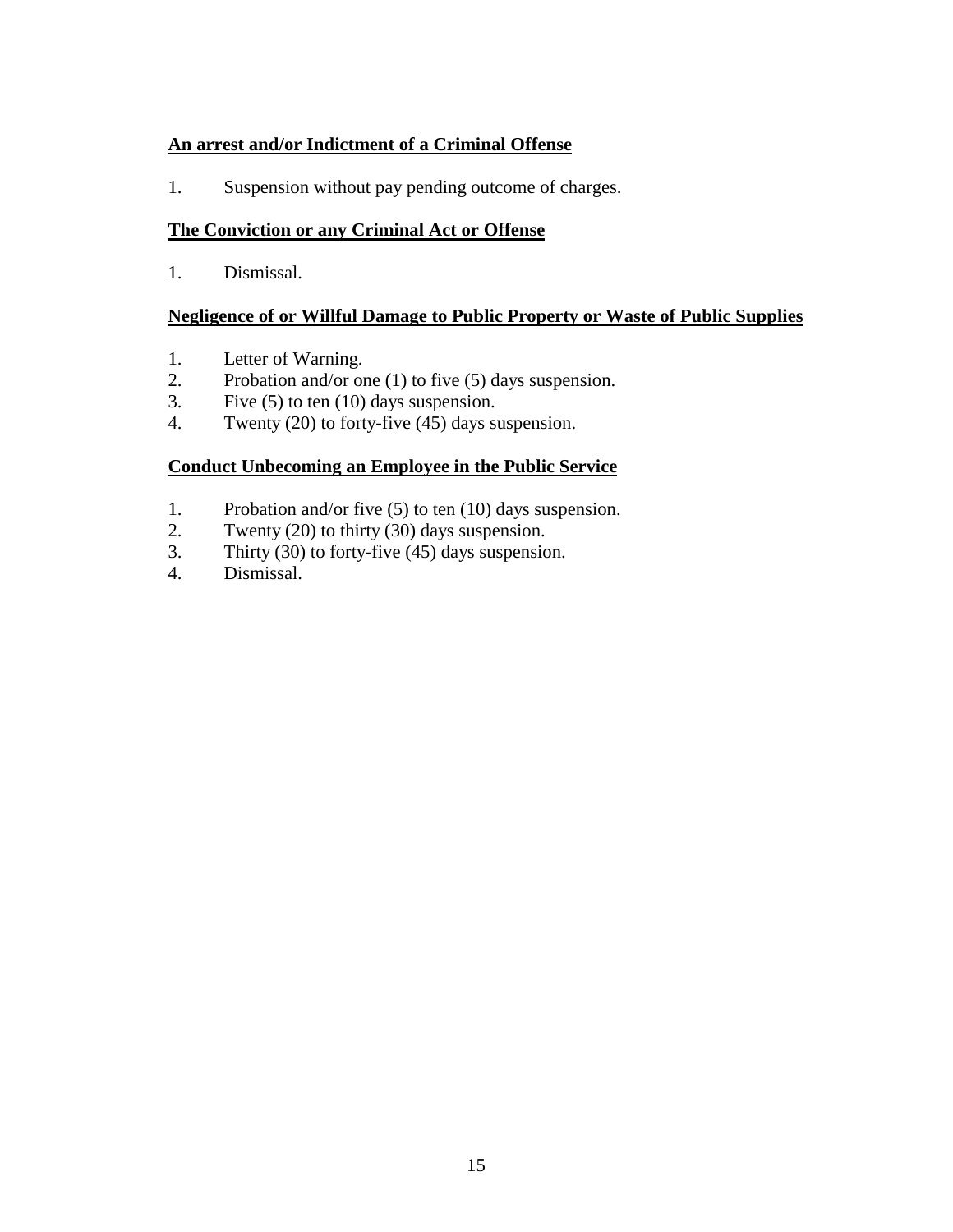**An arrest and/or Indictment of a Criminal Offense**

1. Suspension without pay pending outcome of charges.

**The Conviction or any Criminal Act or Offense**

1. Dismissal.

**Negligence of or Willful Damage to Public Property or Waste of Public Supplies**

1. Letter of Warning.
2. Probation and/or one (1) to five (5) days suspension.
3. Five (5) to ten (10) days suspension.
4. Twenty (20) to forty-five (45) days suspension.

**Conduct Unbecoming an Employee in the Public Service**

1. Probation and/or five (5) to ten (10) days suspension.
2. Twenty (20) to thirty (30) days suspension.
3. Thirty (30) to forty-five (45) days suspension.
4. Dismissal.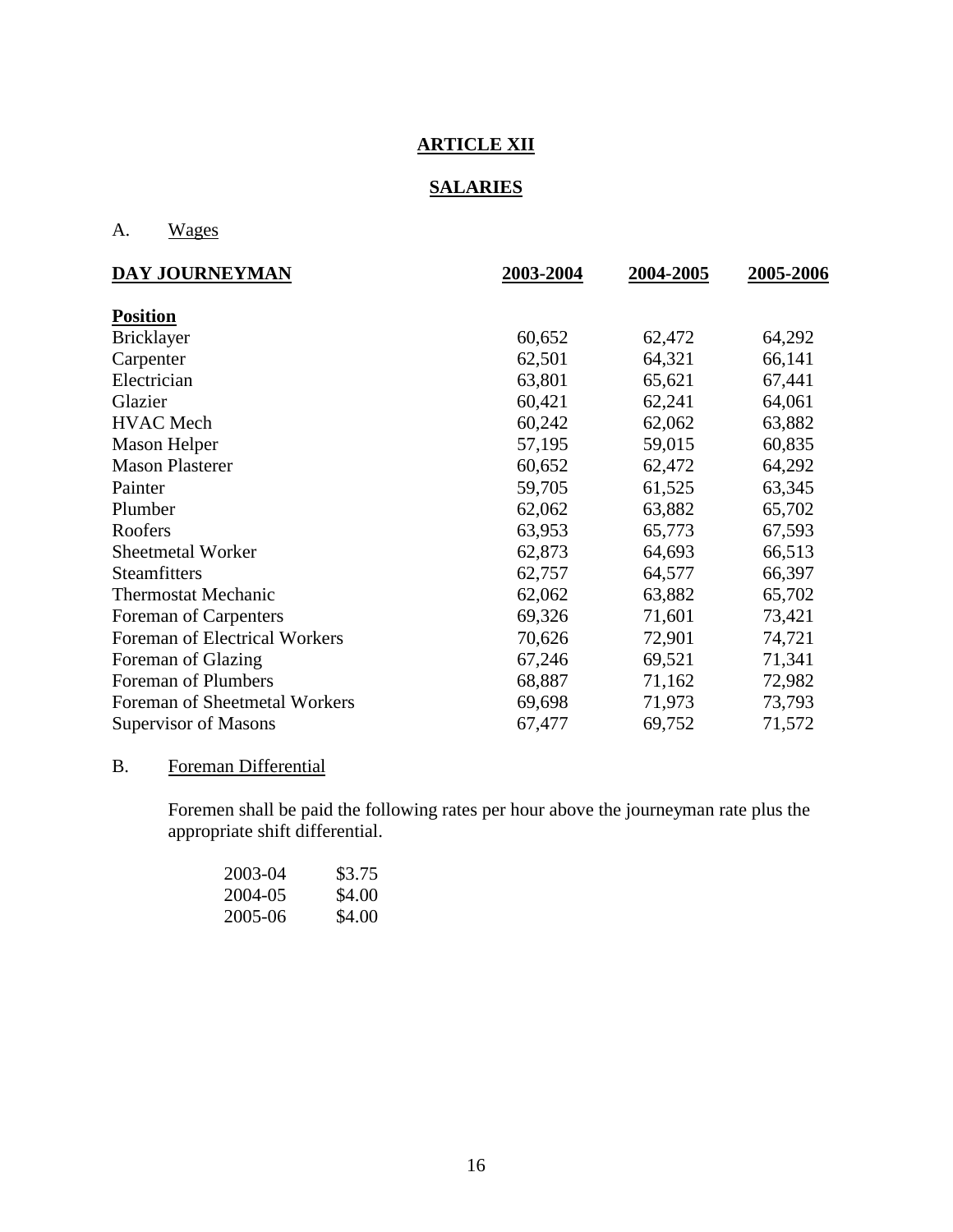# ARTICLE XII

## SALARIES

A. Wages

| DAY JOURNEYMAN | 2003-2004 | 2004-2005 | 2005-2006 |
|---|---|---|---|
| **Position** | | | |
| Bricklayer | 60,652 | 62,472 | 64,292 |
| Carpenter | 62,501 | 64,321 | 66,141 |
| Electrician | 63,801 | 65,621 | 67,441 |
| Glazier | 60,421 | 62,241 | 64,061 |
| HVAC Mech | 60,242 | 62,062 | 63,882 |
| Mason Helper | 57,195 | 59,015 | 60,835 |
| Mason Plasterer | 60,652 | 62,472 | 64,292 |
| Painter | 59,705 | 61,525 | 63,345 |
| Plumber | 62,062 | 63,882 | 65,702 |
| Roofers | 63,953 | 65,773 | 67,593 |
| Sheetmetal Worker | 62,873 | 64,693 | 66,513 |
| Steamfitters | 62,757 | 64,577 | 66,397 |
| Thermostat Mechanic | 62,062 | 63,882 | 65,702 |
| Foreman of Carpenters | 69,326 | 71,601 | 73,421 |
| Foreman of Electrical Workers | 70,626 | 72,901 | 74,721 |
| Foreman of Glazing | 67,246 | 69,521 | 71,341 |
| Foreman of Plumbers | 68,887 | 71,162 | 72,982 |
| Foreman of Sheetmetal Workers | 69,698 | 71,973 | 73,793 |
| Supervisor of Masons | 67,477 | 69,752 | 71,572 |

B. Foreman Differential

Foremen shall be paid the following rates per hour above the journeyman rate plus the appropriate shift differential.

| | |
|---|---|
| 2003-04 | $3.75 |
| 2004-05 | $4.00 |
| 2005-06 | $4.00 |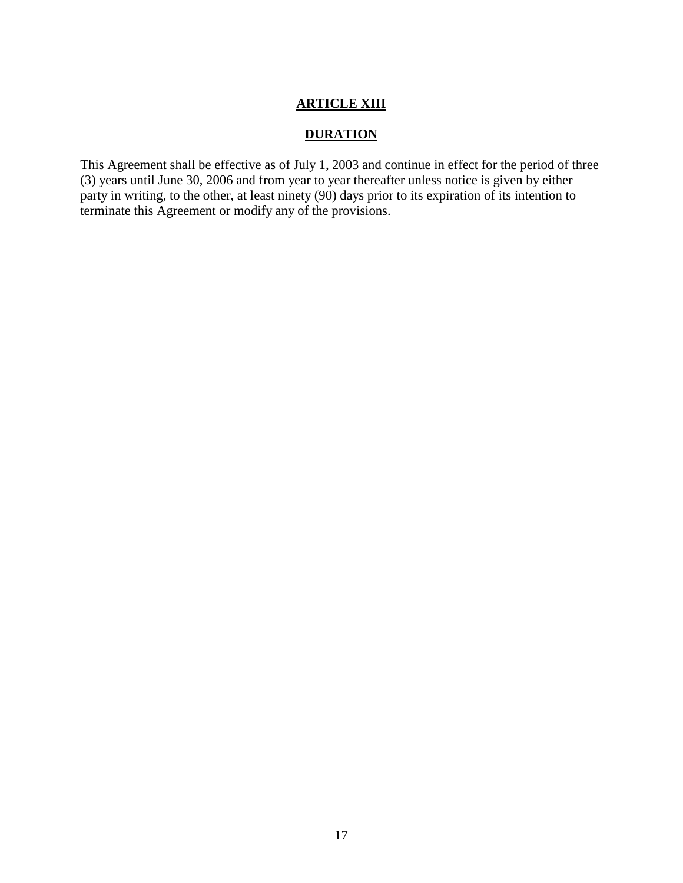## ARTICLE XIII

## DURATION

This Agreement shall be effective as of July 1, 2003 and continue in effect for the period of three (3) years until June 30, 2006 and from year to year thereafter unless notice is given by either party in writing, to the other, at least ninety (90) days prior to its expiration of its intention to terminate this Agreement or modify any of the provisions.